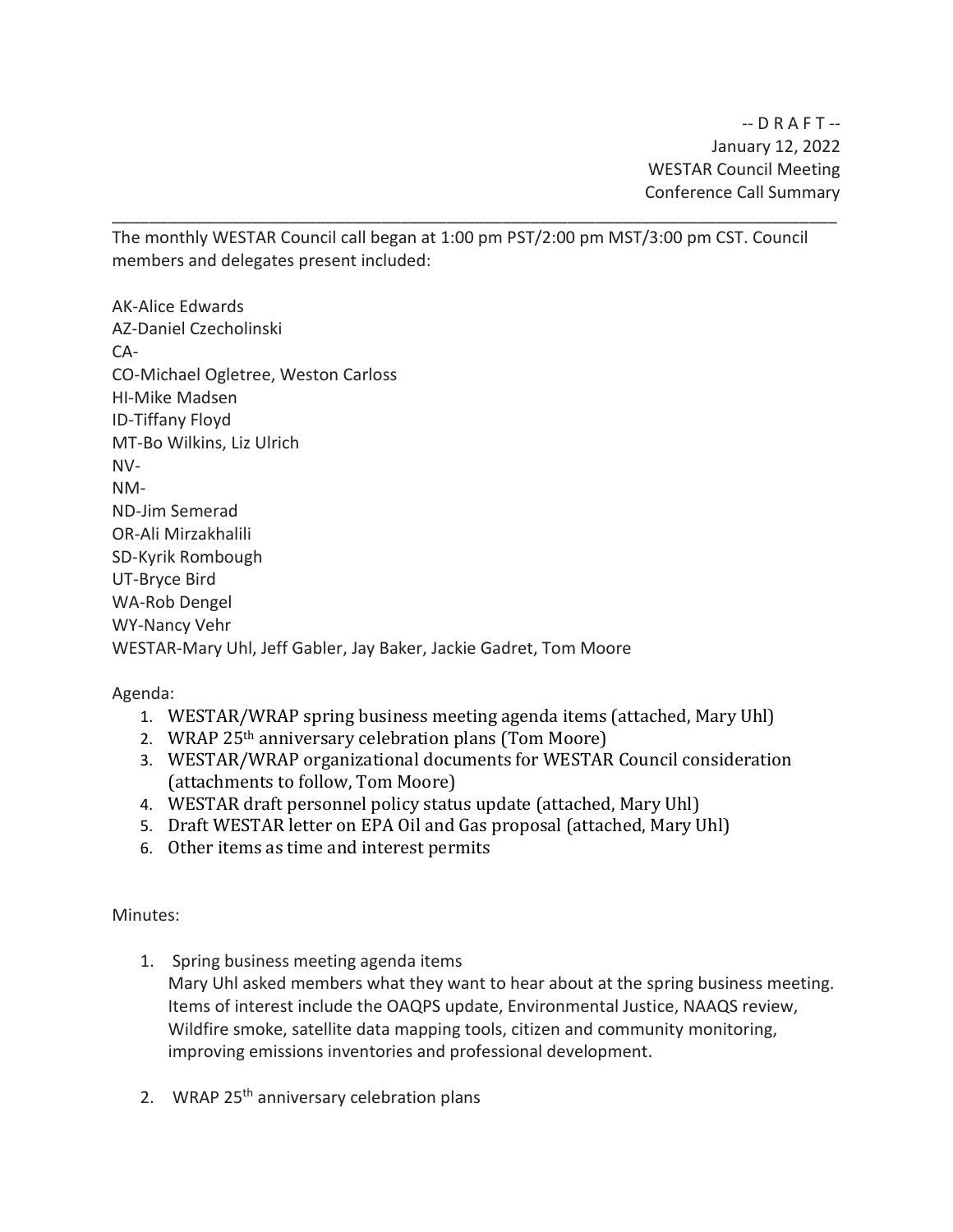-- D R A F T --
January 12, 2022
WESTAR Council Meeting
Conference Call Summary

---

The monthly WESTAR Council call began at 1:00 pm PST/2:00 pm MST/3:00 pm CST. Council members and delegates present included:

AK-Alice Edwards
AZ-Daniel Czecholinski
CA-
CO-Michael Ogletree, Weston Carloss
HI-Mike Madsen
ID-Tiffany Floyd
MT-Bo Wilkins, Liz Ulrich
NV-
NM-
ND-Jim Semerad
OR-Ali Mirzakhalili
SD-Kyrik Rombough
UT-Bryce Bird
WA-Rob Dengel
WY-Nancy Vehr
WESTAR-Mary Uhl, Jeff Gabler, Jay Baker, Jackie Gadret, Tom Moore

Agenda:

1. WESTAR/WRAP spring business meeting agenda items (attached, Mary Uhl)
2. WRAP 25th anniversary celebration plans (Tom Moore)
3. WESTAR/WRAP organizational documents for WESTAR Council consideration (attachments to follow, Tom Moore)
4. WESTAR draft personnel policy status update (attached, Mary Uhl)
5. Draft WESTAR letter on EPA Oil and Gas proposal (attached, Mary Uhl)
6. Other items as time and interest permits

Minutes:

1. Spring business meeting agenda items
   Mary Uhl asked members what they want to hear about at the spring business meeting. Items of interest include the OAQPS update, Environmental Justice, NAAQS review, Wildfire smoke, satellite data mapping tools, citizen and community monitoring, improving emissions inventories and professional development.

2. WRAP 25th anniversary celebration plans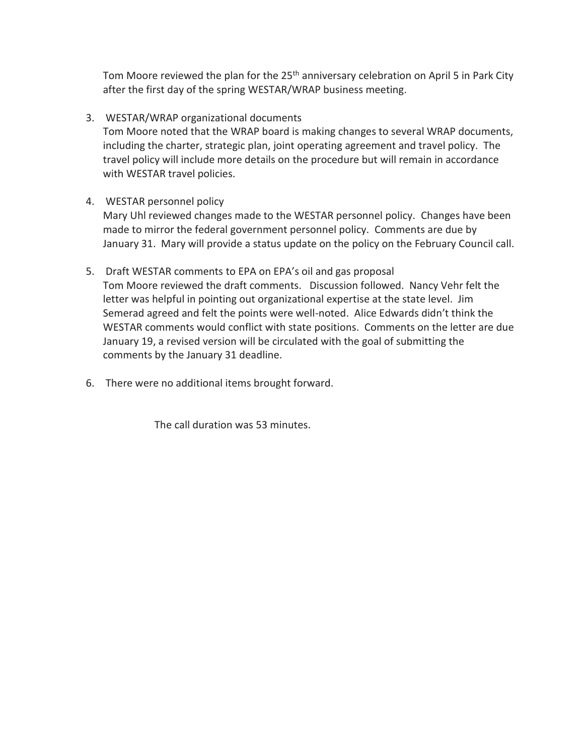Tom Moore reviewed the plan for the 25th anniversary celebration on April 5 in Park City after the first day of the spring WESTAR/WRAP business meeting.

3. WESTAR/WRAP organizational documents
   Tom Moore noted that the WRAP board is making changes to several WRAP documents, including the charter, strategic plan, joint operating agreement and travel policy. The travel policy will include more details on the procedure but will remain in accordance with WESTAR travel policies.

4. WESTAR personnel policy
   Mary Uhl reviewed changes made to the WESTAR personnel policy. Changes have been made to mirror the federal government personnel policy. Comments are due by January 31. Mary will provide a status update on the policy on the February Council call.

5. Draft WESTAR comments to EPA on EPA's oil and gas proposal
   Tom Moore reviewed the draft comments. Discussion followed. Nancy Vehr felt the letter was helpful in pointing out organizational expertise at the state level. Jim Semerad agreed and felt the points were well-noted. Alice Edwards didn't think the WESTAR comments would conflict with state positions. Comments on the letter are due January 19, a revised version will be circulated with the goal of submitting the comments by the January 31 deadline.

6. There were no additional items brought forward.

The call duration was 53 minutes.